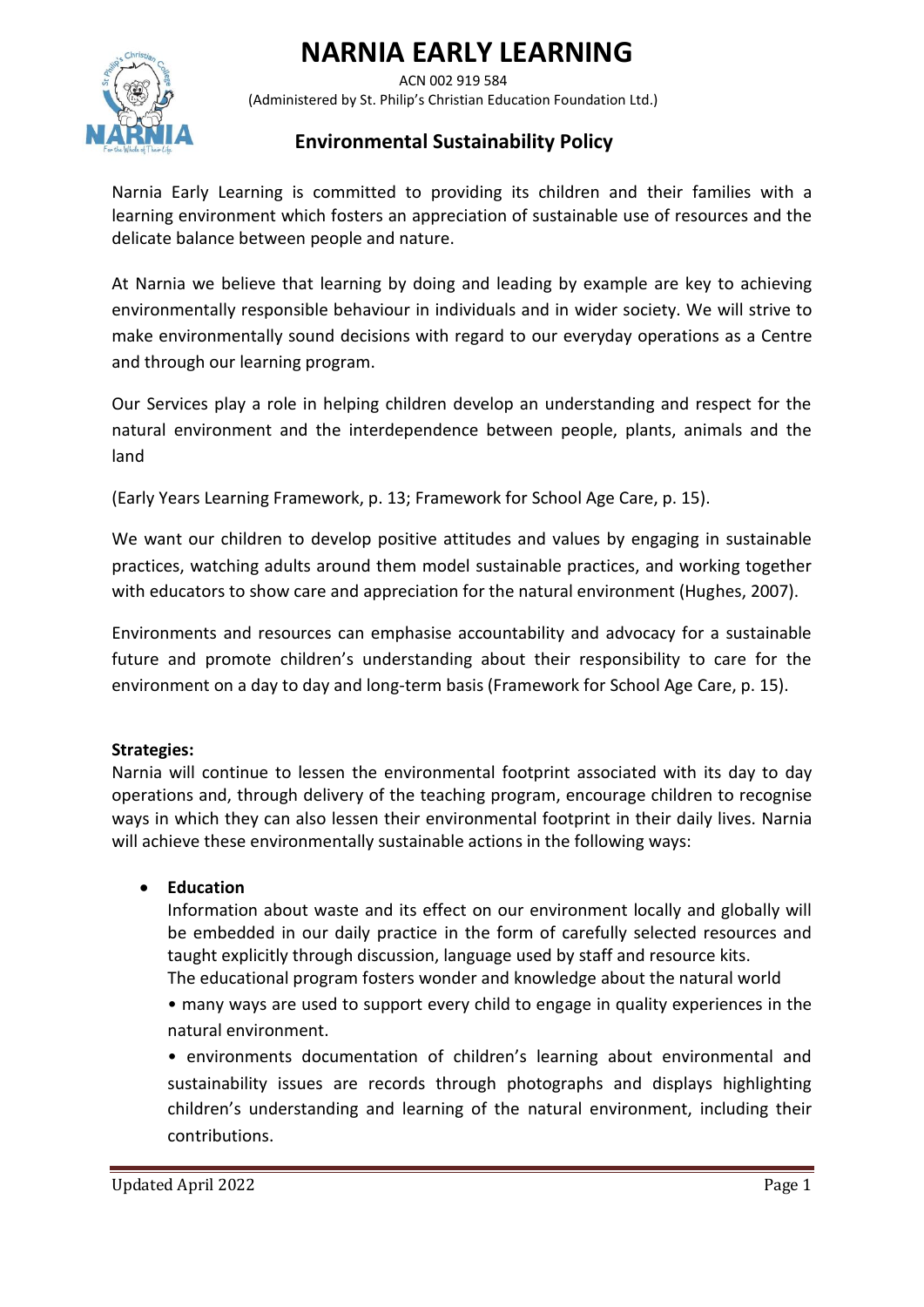# NARNIA EARLY LEARNING

ACN 002 919 584
(Administered by St. Philip's Christian Education Foundation Ltd.)

## Environmental Sustainability Policy

Narnia Early Learning is committed to providing its children and their families with a learning environment which fosters an appreciation of sustainable use of resources and the delicate balance between people and nature.

At Narnia we believe that learning by doing and leading by example are key to achieving environmentally responsible behaviour in individuals and in wider society. We will strive to make environmentally sound decisions with regard to our everyday operations as a Centre and through our learning program.

Our Services play a role in helping children develop an understanding and respect for the natural environment and the interdependence between people, plants, animals and the land

(Early Years Learning Framework, p. 13; Framework for School Age Care, p. 15).

We want our children to develop positive attitudes and values by engaging in sustainable practices, watching adults around them model sustainable practices, and working together with educators to show care and appreciation for the natural environment (Hughes, 2007).

Environments and resources can emphasise accountability and advocacy for a sustainable future and promote children's understanding about their responsibility to care for the environment on a day to day and long-term basis (Framework for School Age Care, p. 15).

**Strategies:**
Narnia will continue to lessen the environmental footprint associated with its day to day operations and, through delivery of the teaching program, encourage children to recognise ways in which they can also lessen their environmental footprint in their daily lives. Narnia will achieve these environmentally sustainable actions in the following ways:

- **Education**
  Information about waste and its effect on our environment locally and globally will be embedded in our daily practice in the form of carefully selected resources and taught explicitly through discussion, language used by staff and resource kits.
  The educational program fosters wonder and knowledge about the natural world

  • many ways are used to support every child to engage in quality experiences in the natural environment.

  • environments documentation of children's learning about environmental and sustainability issues are records through photographs and displays highlighting children's understanding and learning of the natural environment, including their contributions.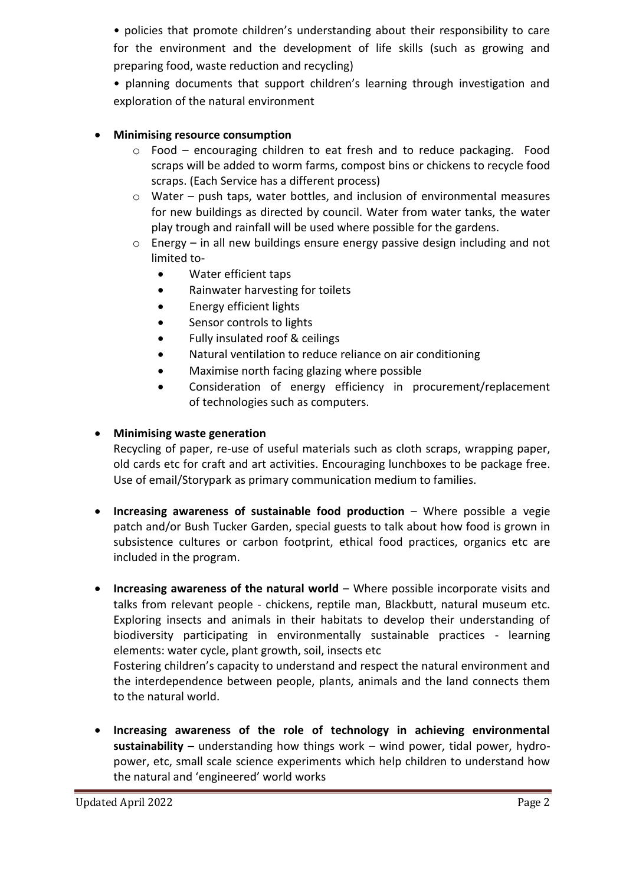- policies that promote children's understanding about their responsibility to care for the environment and the development of life skills (such as growing and preparing food, waste reduction and recycling)
- planning documents that support children's learning through investigation and exploration of the natural environment

- **Minimising resource consumption**
  - Food – encouraging children to eat fresh and to reduce packaging. Food scraps will be added to worm farms, compost bins or chickens to recycle food scraps. (Each Service has a different process)
  - Water – push taps, water bottles, and inclusion of environmental measures for new buildings as directed by council. Water from water tanks, the water play trough and rainfall will be used where possible for the gardens.
  - Energy – in all new buildings ensure energy passive design including and not limited to-
    - Water efficient taps
    - Rainwater harvesting for toilets
    - Energy efficient lights
    - Sensor controls to lights
    - Fully insulated roof & ceilings
    - Natural ventilation to reduce reliance on air conditioning
    - Maximise north facing glazing where possible
    - Consideration of energy efficiency in procurement/replacement of technologies such as computers.

- **Minimising waste generation**
  Recycling of paper, re-use of useful materials such as cloth scraps, wrapping paper, old cards etc for craft and art activities. Encouraging lunchboxes to be package free. Use of email/Storypark as primary communication medium to families.

- **Increasing awareness of sustainable food production** – Where possible a vegie patch and/or Bush Tucker Garden, special guests to talk about how food is grown in subsistence cultures or carbon footprint, ethical food practices, organics etc are included in the program.

- **Increasing awareness of the natural world** – Where possible incorporate visits and talks from relevant people - chickens, reptile man, Blackbutt, natural museum etc. Exploring insects and animals in their habitats to develop their understanding of biodiversity participating in environmentally sustainable practices - learning elements: water cycle, plant growth, soil, insects etc
  Fostering children's capacity to understand and respect the natural environment and the interdependence between people, plants, animals and the land connects them to the natural world.

- **Increasing awareness of the role of technology in achieving environmental sustainability –** understanding how things work – wind power, tidal power, hydro-power, etc, small scale science experiments which help children to understand how the natural and 'engineered' world works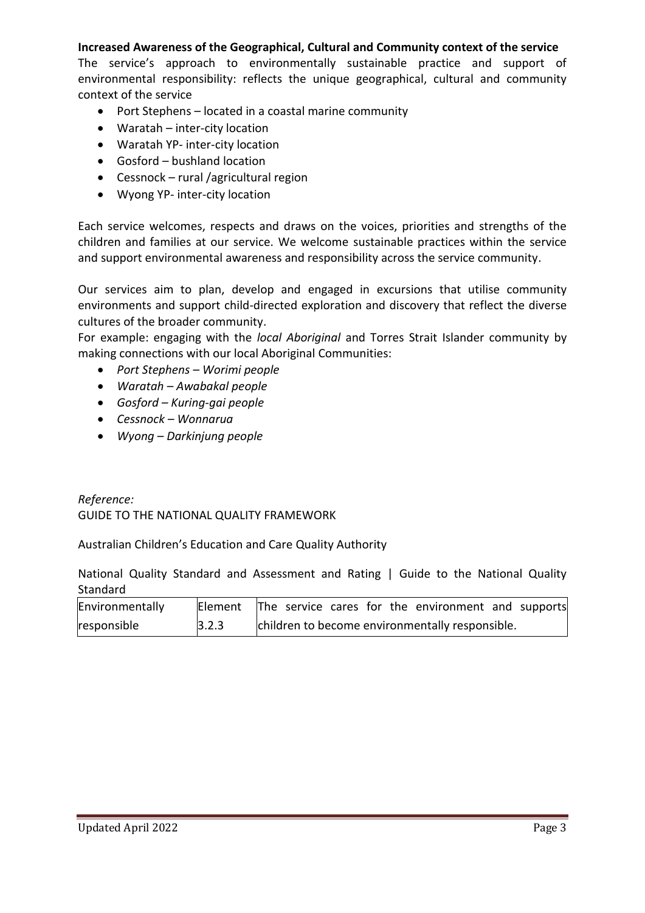**Increased Awareness of the Geographical, Cultural and Community context of the service**

The service's approach to environmentally sustainable practice and support of environmental responsibility: reflects the unique geographical, cultural and community context of the service

- Port Stephens – located in a coastal marine community
- Waratah – inter-city location
- Waratah YP- inter-city location
- Gosford – bushland location
- Cessnock – rural /agricultural region
- Wyong YP- inter-city location

Each service welcomes, respects and draws on the voices, priorities and strengths of the children and families at our service. We welcome sustainable practices within the service and support environmental awareness and responsibility across the service community.

Our services aim to plan, develop and engaged in excursions that utilise community environments and support child-directed exploration and discovery that reflect the diverse cultures of the broader community.

For example: engaging with the *local Aboriginal* and Torres Strait Islander community by making connections with our local Aboriginal Communities:

- *Port Stephens – Worimi people*
- *Waratah – Awabakal people*
- *Gosford – Kuring-gai people*
- *Cessnock – Wonnarua*
- *Wyong – Darkinjung people*

*Reference:*

GUIDE TO THE NATIONAL QUALITY FRAMEWORK

Australian Children's Education and Care Quality Authority

National Quality Standard and Assessment and Rating | Guide to the National Quality Standard

| | | |
|---|---|---|
| Environmentally responsible | Element 3.2.3 | The service cares for the environment and supports children to become environmentally responsible. |